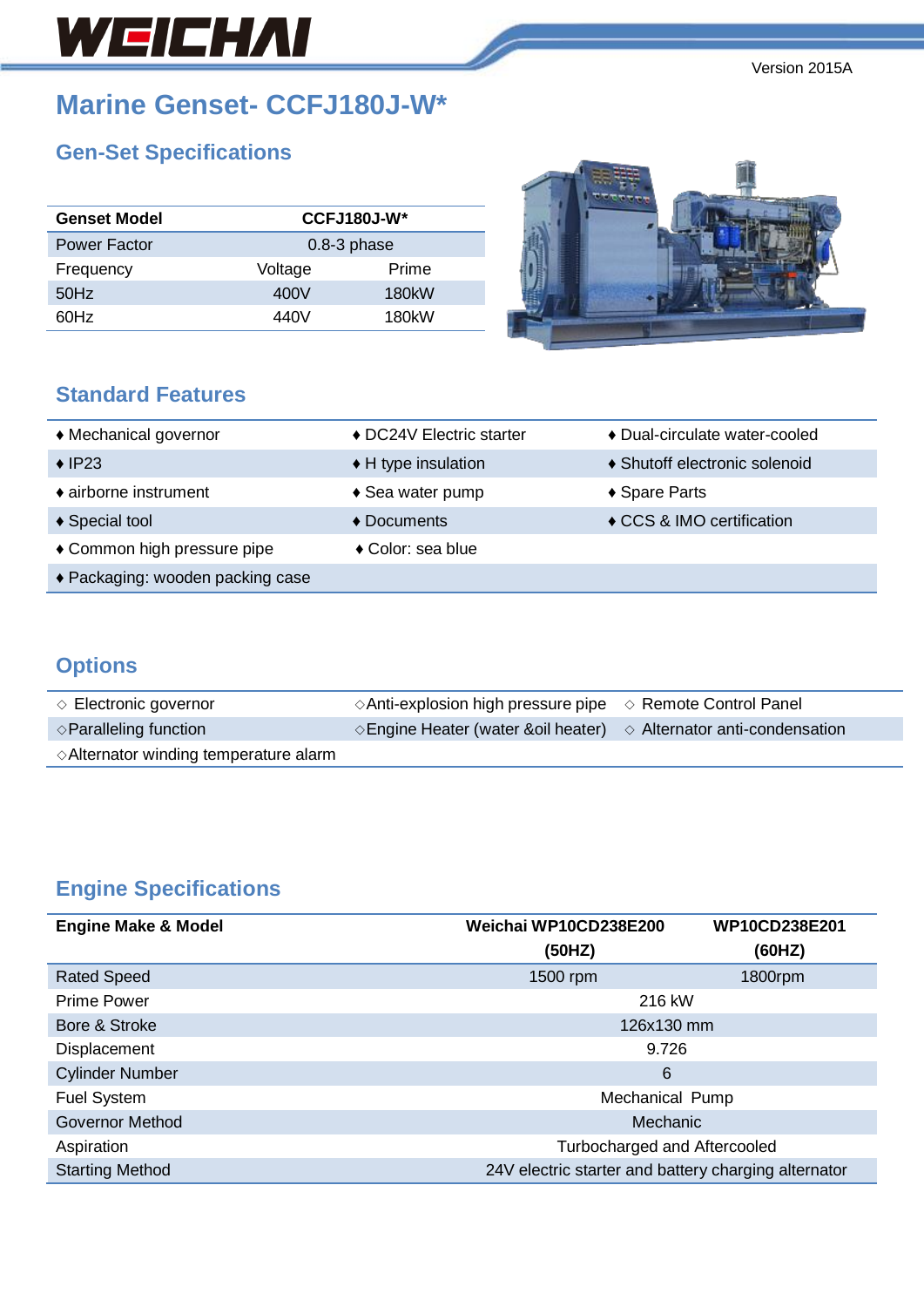WEICHAI

Version 2015A

# Marine Genset- CCFJ180J-W*

## Gen-Set Specifications

| Genset Model | CCFJ180J-W* | |
|---|---|---|
| Power Factor | 0.8-3 phase | |
| Frequency | Voltage | Prime |
| 50Hz | 400V | 180kW |
| 60Hz | 440V | 180kW |

## Standard Features

| | | |
|---|---|---|
| ♦ Mechanical governor | ♦ DC24V Electric starter | ♦ Dual-circulate water-cooled |
| ♦ IP23 | ♦ H type insulation | ♦ Shutoff electronic solenoid |
| ♦ airborne instrument | ♦ Sea water pump | ♦ Spare Parts |
| ♦ Special tool | ♦ Documents | ♦ CCS & IMO certification |
| ♦ Common high pressure pipe | ♦ Color: sea blue | |
| ♦ Packaging: wooden packing case | | |

## Options

| | | |
|---|---|---|
| ◇ Electronic governor | ◇Anti-explosion high pressure pipe | ◇ Remote Control Panel |
| ◇Paralleling function | ◇Engine Heater (water &oil heater) | ◇ Alternator anti-condensation |
| ◇Alternator winding temperature alarm | | |

## Engine Specifications

| Engine Make & Model | Weichai WP10CD238E200 (50HZ) | WP10CD238E201 (60HZ) |
|---|---|---|
| Rated Speed | 1500 rpm | 1800rpm |
| Prime Power | 216 kW | |
| Bore & Stroke | 126x130 mm | |
| Displacement | 9.726 | |
| Cylinder Number | 6 | |
| Fuel System | Mechanical Pump | |
| Governor Method | Mechanic | |
| Aspiration | Turbocharged and Aftercooled | |
| Starting Method | 24V electric starter and battery charging alternator | |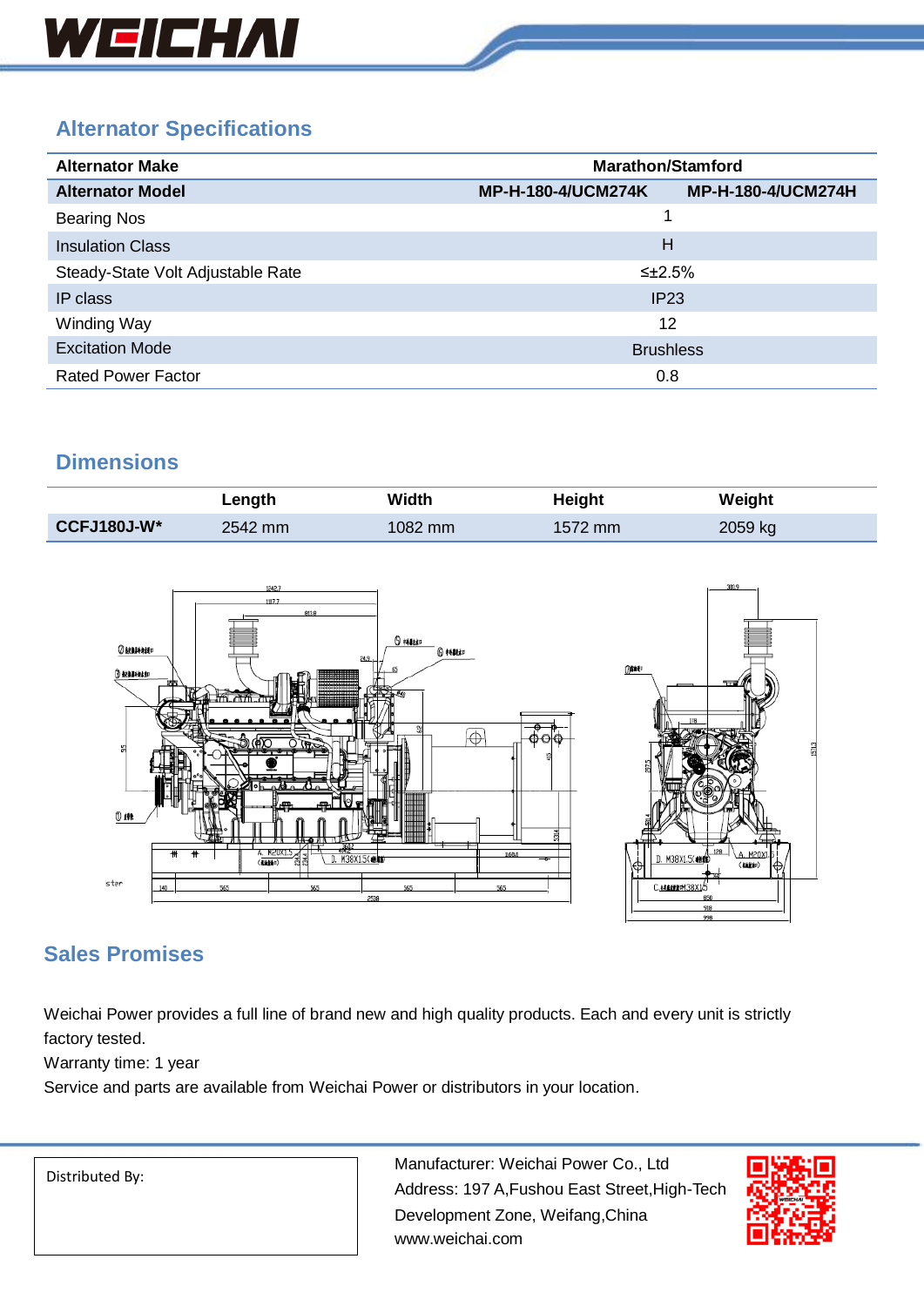## Alternator Specifications

| Alternator Make | Marathon/Stamford | |
|---|---|---|
| Alternator Model | MP-H-180-4/UCM274K | MP-H-180-4/UCM274H |
| Bearing Nos | 1 | |
| Insulation Class | H | |
| Steady-State Volt Adjustable Rate | ≤±2.5% | |
| IP class | IP23 | |
| Winding Way | 12 | |
| Excitation Mode | Brushless | |
| Rated Power Factor | 0.8 | |

## Dimensions

| | Length | Width | Height | Weight |
|---|---|---|---|---|
| CCFJ180J-W* | 2542 mm | 1082 mm | 1572 mm | 2059 kg |

## Sales Promises

Weichai Power provides a full line of brand new and high quality products. Each and every unit is strictly factory tested.

Warranty time: 1 year

Service and parts are available from Weichai Power or distributors in your location.

Distributed By:

Manufacturer: Weichai Power Co., Ltd
Address: 197 A,Fushou East Street,High-Tech Development Zone, Weifang,China
www.weichai.com